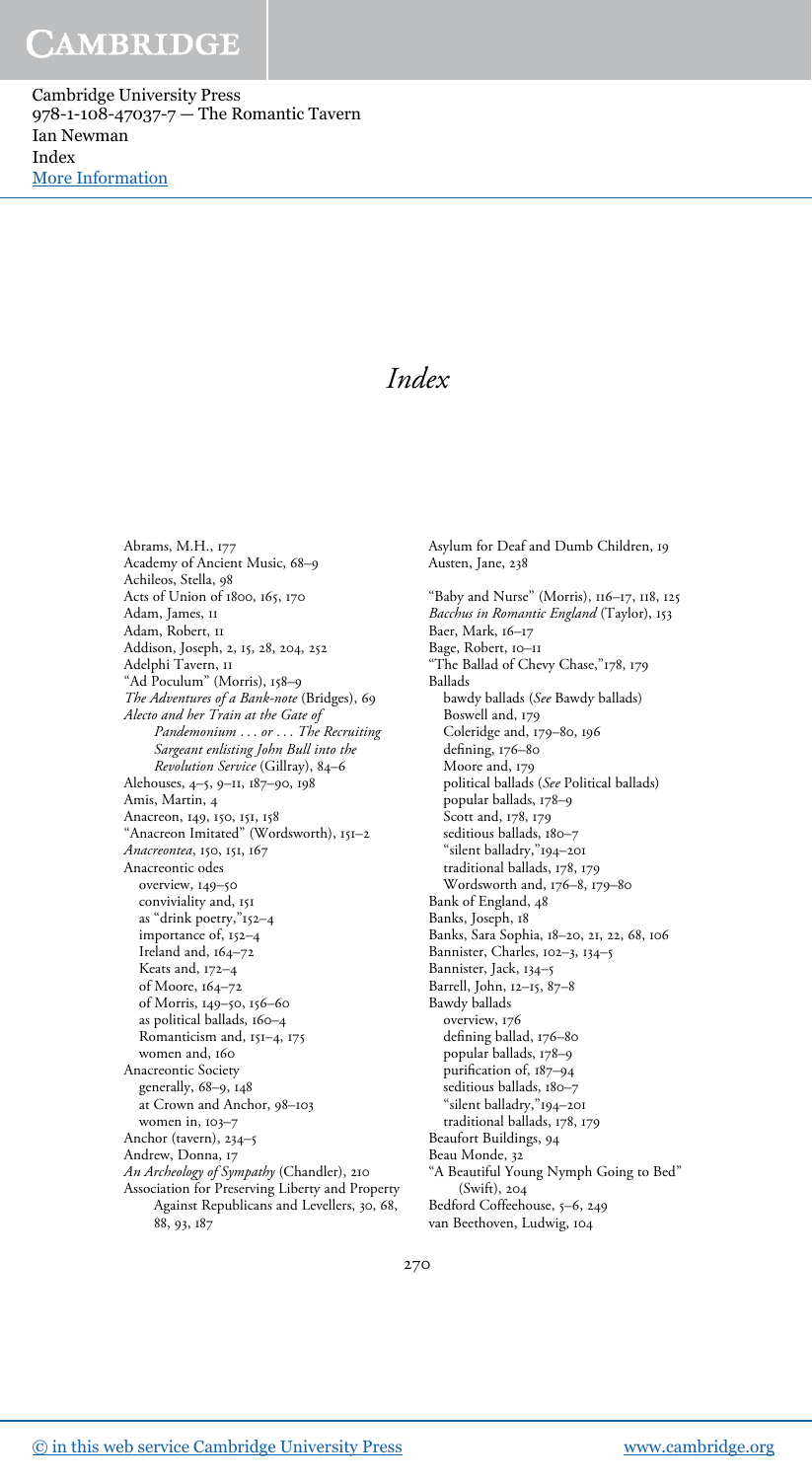# Index

Abrams, M.H., 177
Academy of Ancient Music, 68–9
Achileos, Stella, 98
Acts of Union of 1800, 165, 170
Adam, James, 11
Adam, Robert, 11
Addison, Joseph, 2, 15, 28, 204, 252
Adelphi Tavern, 11
"Ad Poculum" (Morris), 158–9
*The Adventures of a Bank-note* (Bridges), 69
*Alecto and her Train at the Gate of Pandemonium . . . or . . . The Recruiting Sargeant enlisting John Bull into the Revolution Service* (Gillray), 84–6
Alehouses, 4–5, 9–11, 187–90, 198
Amis, Martin, 4
Anacreon, 149, 150, 151, 158
"Anacreon Imitated" (Wordsworth), 151–2
*Anacreontea*, 150, 151, 167
Anacreontic odes
- overview, 149–50
- conviviality and, 151
- as "drink poetry,"152–4
- importance of, 152–4
- Ireland and, 164–72
- Keats and, 172–4
- of Moore, 164–72
- of Morris, 149–50, 156–60
- as political ballads, 160–4
- Romanticism and, 151–4, 175
- women and, 160

Anacreontic Society
- generally, 68–9, 148
- at Crown and Anchor, 98–103
- women in, 103–7

Anchor (tavern), 234–5
Andrew, Donna, 17
*An Archeology of Sympathy* (Chandler), 210
Association for Preserving Liberty and Property Against Republicans and Levellers, 30, 68, 88, 93, 187
Asylum for Deaf and Dumb Children, 19
Austen, Jane, 238

"Baby and Nurse" (Morris), 116–17, 118, 125
*Bacchus in Romantic England* (Taylor), 153
Baer, Mark, 16–17
Bage, Robert, 10–11
"The Ballad of Chevy Chase,"178, 179
Ballads
- bawdy ballads (*See* Bawdy ballads)
- Boswell and, 179
- Coleridge and, 179–80, 196
- defining, 176–80
- Moore and, 179
- political ballads (*See* Political ballads)
- popular ballads, 178–9
- Scott and, 178, 179
- seditious ballads, 180–7
- "silent balladry,"194–201
- traditional ballads, 178, 179
- Wordsworth and, 176–8, 179–80

Bank of England, 48
Banks, Joseph, 18
Banks, Sara Sophia, 18–20, 21, 22, 68, 106
Bannister, Charles, 102–3, 134–5
Bannister, Jack, 134–5
Barrell, John, 12–15, 87–8
Bawdy ballads
- overview, 176
- defining ballad, 176–80
- popular ballads, 178–9
- purification of, 187–94
- seditious ballads, 180–7
- "silent balladry,"194–201
- traditional ballads, 178, 179

Beaufort Buildings, 94
Beau Monde, 32
"A Beautiful Young Nymph Going to Bed" (Swift), 204
Bedford Coffeehouse, 5–6, 249
van Beethoven, Ludwig, 104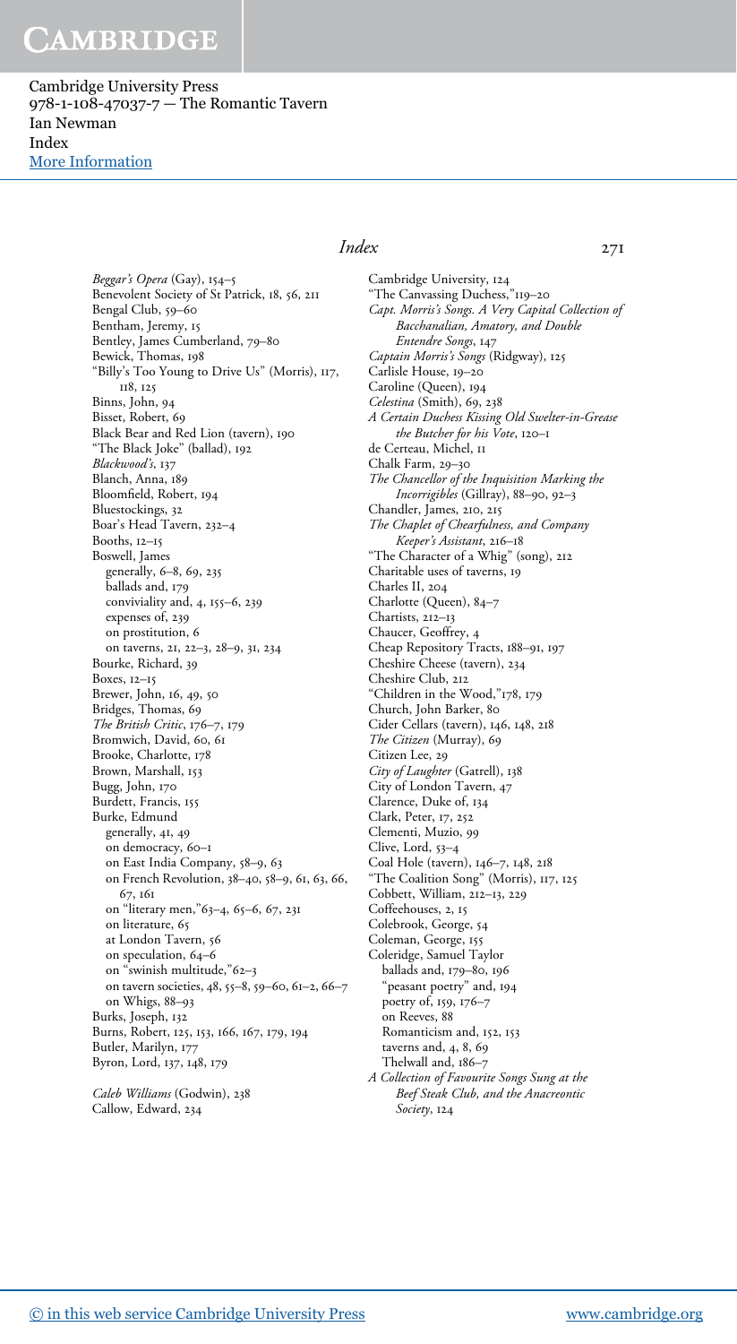*Beggar's Opera* (Gay), 154–5
Benevolent Society of St Patrick, 18, 56, 211
Bengal Club, 59–60
Bentham, Jeremy, 15
Bentley, James Cumberland, 79–80
Bewick, Thomas, 198
"Billy's Too Young to Drive Us" (Morris), 117, 118, 125
Binns, John, 94
Bisset, Robert, 69
Black Bear and Red Lion (tavern), 190
"The Black Joke" (ballad), 192
*Blackwood's*, 137
Blanch, Anna, 189
Bloomfield, Robert, 194
Bluestockings, 32
Boar's Head Tavern, 232–4
Booths, 12–15
Boswell, James
  generally, 6–8, 69, 235
  ballads and, 179
  conviviality and, 4, 155–6, 239
  expenses of, 239
  on prostitution, 6
  on taverns, 21, 22–3, 28–9, 31, 234
Bourke, Richard, 39
Boxes, 12–15
Brewer, John, 16, 49, 50
Bridges, Thomas, 69
*The British Critic*, 176–7, 179
Bromwich, David, 60, 61
Brooke, Charlotte, 178
Brown, Marshall, 153
Bugg, John, 170
Burdett, Francis, 155
Burke, Edmund
  generally, 41, 49
  on democracy, 60–1
  on East India Company, 58–9, 63
  on French Revolution, 38–40, 58–9, 61, 63, 66, 67, 161
  on "literary men,"63–4, 65–6, 67, 231
  on literature, 65
  at London Tavern, 56
  on speculation, 64–6
  on "swinish multitude,"62–3
  on tavern societies, 48, 55–8, 59–60, 61–2, 66–7
  on Whigs, 88–93
Burks, Joseph, 132
Burns, Robert, 125, 153, 166, 167, 179, 194
Butler, Marilyn, 177
Byron, Lord, 137, 148, 179

*Caleb Williams* (Godwin), 238
Callow, Edward, 234
Cambridge University, 124
"The Canvassing Duchess,"119–20
*Capt. Morris's Songs. A Very Capital Collection of Bacchanalian, Amatory, and Double Entendre Songs*, 147
*Captain Morris's Songs* (Ridgway), 125
Carlisle House, 19–20
Caroline (Queen), 194
*Celestina* (Smith), 69, 238
*A Certain Duchess Kissing Old Swelter-in-Grease the Butcher for his Vote*, 120–1
de Certeau, Michel, 11
Chalk Farm, 29–30
*The Chancellor of the Inquisition Marking the Incorrigibles* (Gillray), 88–90, 92–3
Chandler, James, 210, 215
*The Chaplet of Chearfulness, and Company Keeper's Assistant*, 216–18
"The Character of a Whig" (song), 212
Charitable uses of taverns, 19
Charles II, 204
Charlotte (Queen), 84–7
Chartists, 212–13
Chaucer, Geoffrey, 4
Cheap Repository Tracts, 188–91, 197
Cheshire Cheese (tavern), 234
Cheshire Club, 212
"Children in the Wood,"178, 179
Church, John Barker, 80
Cider Cellars (tavern), 146, 148, 218
*The Citizen* (Murray), 69
Citizen Lee, 29
*City of Laughter* (Gatrell), 138
City of London Tavern, 47
Clarence, Duke of, 134
Clark, Peter, 17, 252
Clementi, Muzio, 99
Clive, Lord, 53–4
Coal Hole (tavern), 146–7, 148, 218
"The Coalition Song" (Morris), 117, 125
Cobbett, William, 212–13, 229
Coffeehouses, 2, 15
Colebrook, George, 54
Coleman, George, 155
Coleridge, Samuel Taylor
  ballads and, 179–80, 196
  "peasant poetry" and, 194
  poetry of, 159, 176–7
  on Reeves, 88
  Romanticism and, 152, 153
  taverns and, 4, 8, 69
  Thelwall and, 186–7
*A Collection of Favourite Songs Sung at the Beef Steak Club, and the Anacreontic Society*, 124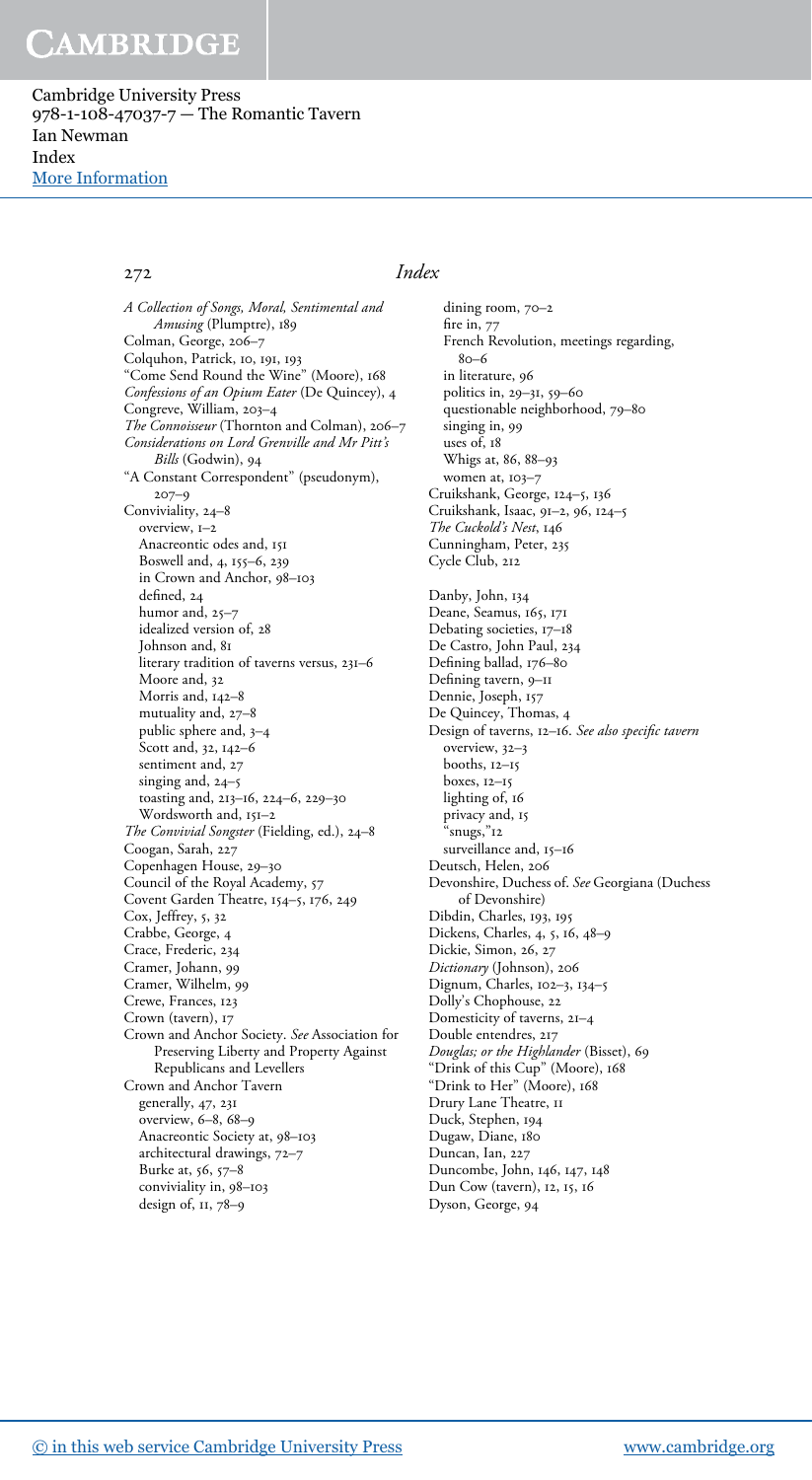*A Collection of Songs, Moral, Sentimental and Amusing* (Plumptre), 189
Colman, George, 206–7
Colquhon, Patrick, 10, 191, 193
"Come Send Round the Wine" (Moore), 168
*Confessions of an Opium Eater* (De Quincey), 4
Congreve, William, 203–4
*The Connoisseur* (Thornton and Colman), 206–7
*Considerations on Lord Grenville and Mr Pitt's Bills* (Godwin), 94
"A Constant Correspondent" (pseudonym), 207–9
Conviviality, 24–8
  overview, 1–2
  Anacreontic odes and, 151
  Boswell and, 4, 155–6, 239
  in Crown and Anchor, 98–103
  defined, 24
  humor and, 25–7
  idealized version of, 28
  Johnson and, 81
  literary tradition of taverns versus, 231–6
  Moore and, 32
  Morris and, 142–8
  mutuality and, 27–8
  public sphere and, 3–4
  Scott and, 32, 142–6
  sentiment and, 27
  singing and, 24–5
  toasting and, 213–16, 224–6, 229–30
  Wordsworth and, 151–2
*The Convivial Songster* (Fielding, ed.), 24–8
Coogan, Sarah, 227
Copenhagen House, 29–30
Council of the Royal Academy, 57
Covent Garden Theatre, 154–5, 176, 249
Cox, Jeffrey, 5, 32
Crabbe, George, 4
Crace, Frederic, 234
Cramer, Johann, 99
Cramer, Wilhelm, 99
Crewe, Frances, 123
Crown (tavern), 17
Crown and Anchor Society. *See* Association for Preserving Liberty and Property Against Republicans and Levellers
Crown and Anchor Tavern
  generally, 47, 231
  overview, 6–8, 68–9
  Anacreontic Society at, 98–103
  architectural drawings, 72–7
  Burke at, 56, 57–8
  conviviality in, 98–103
  design of, 11, 78–9
  dining room, 70–2
  fire in, 77
  French Revolution, meetings regarding, 80–6
  in literature, 96
  politics in, 29–31, 59–60
  questionable neighborhood, 79–80
  singing in, 99
  uses of, 18
  Whigs at, 86, 88–93
  women at, 103–7
Cruikshank, George, 124–5, 136
Cruikshank, Isaac, 91–2, 96, 124–5
*The Cuckold's Nest*, 146
Cunningham, Peter, 235
Cycle Club, 212

Danby, John, 134
Deane, Seamus, 165, 171
Debating societies, 17–18
De Castro, John Paul, 234
Defining ballad, 176–80
Defining tavern, 9–11
Dennie, Joseph, 157
De Quincey, Thomas, 4
Design of taverns, 12–16. *See also specific tavern*
  overview, 32–3
  booths, 12–15
  boxes, 12–15
  lighting of, 16
  privacy and, 15
  "snugs,"12
  surveillance and, 15–16
Deutsch, Helen, 206
Devonshire, Duchess of. *See* Georgiana (Duchess of Devonshire)
Dibdin, Charles, 193, 195
Dickens, Charles, 4, 5, 16, 48–9
Dickie, Simon, 26, 27
*Dictionary* (Johnson), 206
Dignum, Charles, 102–3, 134–5
Dolly's Chophouse, 22
Domesticity of taverns, 21–4
Double entendres, 217
*Douglas; or the Highlander* (Bisset), 69
"Drink of this Cup" (Moore), 168
"Drink to Her" (Moore), 168
Drury Lane Theatre, 11
Duck, Stephen, 194
Dugaw, Diane, 180
Duncan, Ian, 227
Duncombe, John, 146, 147, 148
Dun Cow (tavern), 12, 15, 16
Dyson, George, 94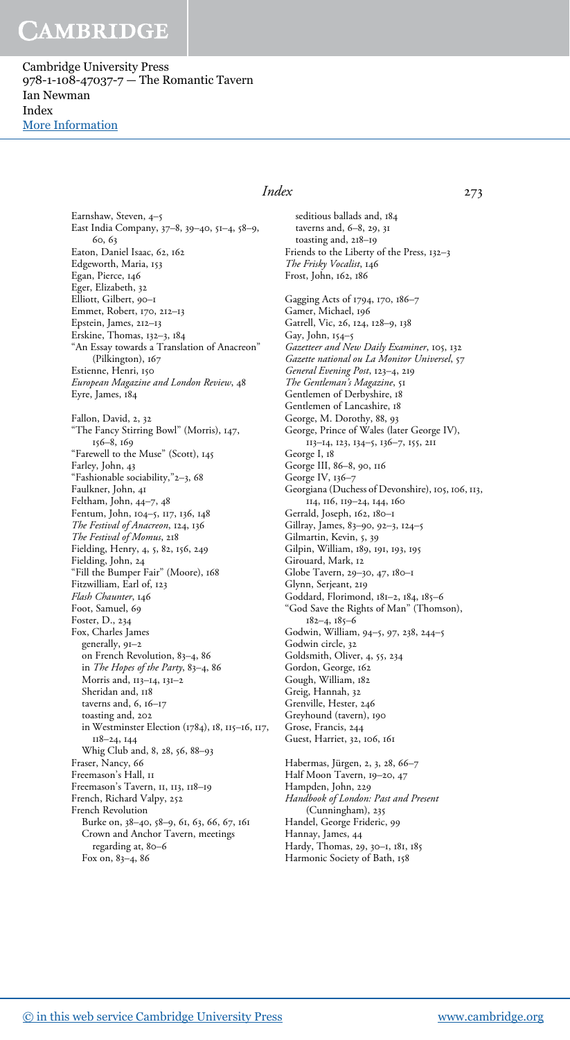Earnshaw, Steven, 4–5
East India Company, 37–8, 39–40, 51–4, 58–9, 60, 63
Eaton, Daniel Isaac, 62, 162
Edgeworth, Maria, 153
Egan, Pierce, 146
Eger, Elizabeth, 32
Elliott, Gilbert, 90–1
Emmet, Robert, 170, 212–13
Epstein, James, 212–13
Erskine, Thomas, 132–3, 184
"An Essay towards a Translation of Anacreon" (Pilkington), 167
Estienne, Henri, 150
*European Magazine and London Review*, 48
Eyre, James, 184

Fallon, David, 2, 32
"The Fancy Stirring Bowl" (Morris), 147, 156–8, 169
"Farewell to the Muse" (Scott), 145
Farley, John, 43
"Fashionable sociability,"2–3, 68
Faulkner, John, 41
Feltham, John, 44–7, 48
Fentum, John, 104–5, 117, 136, 148
*The Festival of Anacreon*, 124, 136
*The Festival of Momus*, 218
Fielding, Henry, 4, 5, 82, 156, 249
Fielding, John, 24
"Fill the Bumper Fair" (Moore), 168
Fitzwilliam, Earl of, 123
*Flash Chaunter*, 146
Foot, Samuel, 69
Foster, D., 234
Fox, Charles James
  generally, 91–2
  on French Revolution, 83–4, 86
  in *The Hopes of the Party*, 83–4, 86
  Morris and, 113–14, 131–2
  Sheridan and, 118
  taverns and, 6, 16–17
  toasting and, 202
  in Westminster Election (1784), 18, 115–16, 117, 118–24, 144
  Whig Club and, 8, 28, 56, 88–93
Fraser, Nancy, 66
Freemason's Hall, 11
Freemason's Tavern, 11, 113, 118–19
French, Richard Valpy, 252
French Revolution
  Burke on, 38–40, 58–9, 61, 63, 66, 67, 161
  Crown and Anchor Tavern, meetings regarding at, 80–6
  Fox on, 83–4, 86
  seditious ballads and, 184
  taverns and, 6–8, 29, 31
  toasting and, 218–19
Friends to the Liberty of the Press, 132–3
*The Frisky Vocalist*, 146
Frost, John, 162, 186

Gagging Acts of 1794, 170, 186–7
Gamer, Michael, 196
Gatrell, Vic, 26, 124, 128–9, 138
Gay, John, 154–5
*Gazetteer and New Daily Examiner*, 105, 132
*Gazette national ou La Monitor Universel*, 57
*General Evening Post*, 123–4, 219
*The Gentleman's Magazine*, 51
Gentlemen of Derbyshire, 18
Gentlemen of Lancashire, 18
George, M. Dorothy, 88, 93
George, Prince of Wales (later George IV), 113–14, 123, 134–5, 136–7, 155, 211
George I, 18
George III, 86–8, 90, 116
George IV, 136–7
Georgiana (Duchess of Devonshire), 105, 106, 113, 114, 116, 119–24, 144, 160
Gerrald, Joseph, 162, 180–1
Gillray, James, 83–90, 92–3, 124–5
Gilmartin, Kevin, 5, 39
Gilpin, William, 189, 191, 193, 195
Girouard, Mark, 12
Globe Tavern, 29–30, 47, 180–1
Glynn, Serjeant, 219
Goddard, Florimond, 181–2, 184, 185–6
"God Save the Rights of Man" (Thomson), 182–4, 185–6
Godwin, William, 94–5, 97, 238, 244–5
Godwin circle, 32
Goldsmith, Oliver, 4, 55, 234
Gordon, George, 162
Gough, William, 182
Greig, Hannah, 32
Grenville, Hester, 246
Greyhound (tavern), 190
Grose, Francis, 244
Guest, Harriet, 32, 106, 161

Habermas, Jürgen, 2, 3, 28, 66–7
Half Moon Tavern, 19–20, 47
Hampden, John, 229
*Handbook of London: Past and Present* (Cunningham), 235
Handel, George Frideric, 99
Hannay, James, 44
Hardy, Thomas, 29, 30–1, 181, 185
Harmonic Society of Bath, 158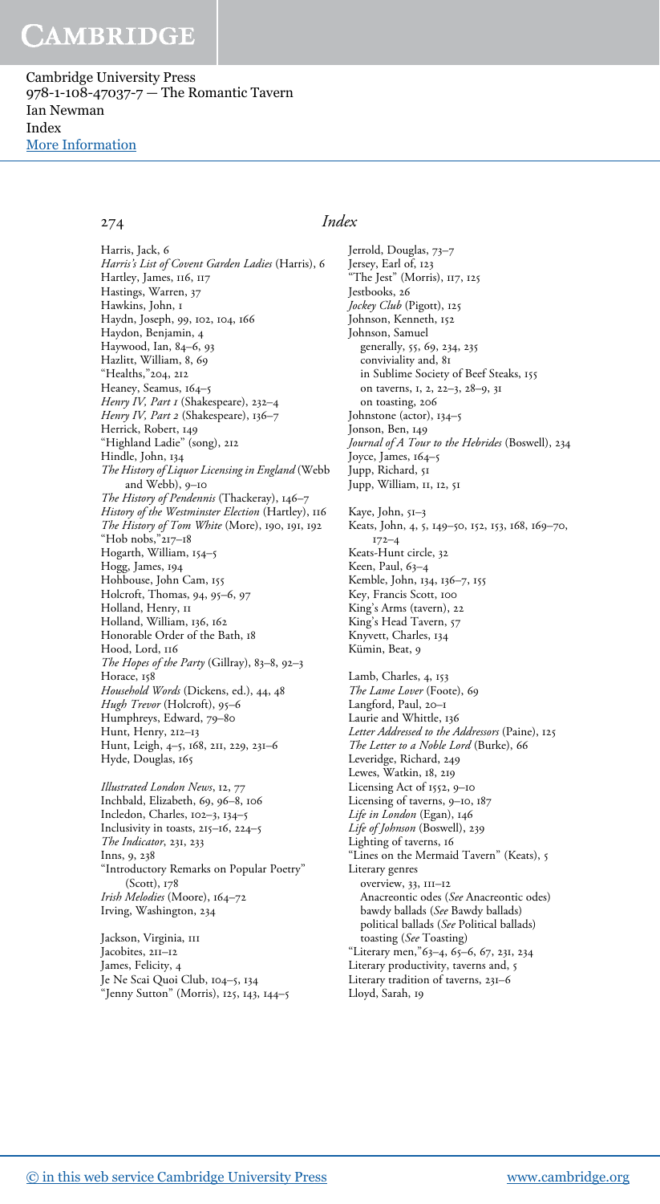# Index

Harris, Jack, 6
*Harris's List of Covent Garden Ladies* (Harris), 6
Hartley, James, 116, 117
Hastings, Warren, 37
Hawkins, John, 1
Haydn, Joseph, 99, 102, 104, 166
Haydon, Benjamin, 4
Haywood, Ian, 84–6, 93
Hazlitt, William, 8, 69
"Healths,"204, 212
Heaney, Seamus, 164–5
*Henry IV, Part 1* (Shakespeare), 232–4
*Henry IV, Part 2* (Shakespeare), 136–7
Herrick, Robert, 149
"Highland Ladie" (song), 212
Hindle, John, 134
*The History of Liquor Licensing in England* (Webb and Webb), 9–10
*The History of Pendennis* (Thackeray), 146–7
*History of the Westminster Election* (Hartley), 116
*The History of Tom White* (More), 190, 191, 192
"Hob nobs,"217–18
Hogarth, William, 154–5
Hogg, James, 194
Hohbouse, John Cam, 155
Holcroft, Thomas, 94, 95–6, 97
Holland, Henry, 11
Holland, William, 136, 162
Honorable Order of the Bath, 18
Hood, Lord, 116
*The Hopes of the Party* (Gillray), 83–8, 92–3
Horace, 158
*Household Words* (Dickens, ed.), 44, 48
*Hugh Trevor* (Holcroft), 95–6
Humphreys, Edward, 79–80
Hunt, Henry, 212–13
Hunt, Leigh, 4–5, 168, 211, 229, 231–6
Hyde, Douglas, 165

*Illustrated London News*, 12, 77
Inchbald, Elizabeth, 69, 96–8, 106
Incledon, Charles, 102–3, 134–5
Inclusivity in toasts, 215–16, 224–5
*The Indicator*, 231, 233
Inns, 9, 238
"Introductory Remarks on Popular Poetry" (Scott), 178
*Irish Melodies* (Moore), 164–72
Irving, Washington, 234

Jackson, Virginia, 111
Jacobites, 211–12
James, Felicity, 4
Je Ne Scai Quoi Club, 104–5, 134
"Jenny Sutton" (Morris), 125, 143, 144–5
Jerrold, Douglas, 73–7
Jersey, Earl of, 123
"The Jest" (Morris), 117, 125
Jestbooks, 26
*Jockey Club* (Pigott), 125
Johnson, Kenneth, 152
Johnson, Samuel
  generally, 55, 69, 234, 235
  conviviality and, 81
  in Sublime Society of Beef Steaks, 155
  on taverns, 1, 2, 22–3, 28–9, 31
  on toasting, 206
Johnstone (actor), 134–5
Jonson, Ben, 149
*Journal of A Tour to the Hebrides* (Boswell), 234
Joyce, James, 164–5
Jupp, Richard, 51
Jupp, William, 11, 12, 51

Kaye, John, 51–3
Keats, John, 4, 5, 149–50, 152, 153, 168, 169–70, 172–4
Keats-Hunt circle, 32
Keen, Paul, 63–4
Kemble, John, 134, 136–7, 155
Key, Francis Scott, 100
King's Arms (tavern), 22
King's Head Tavern, 57
Knyvett, Charles, 134
Kümin, Beat, 9

Lamb, Charles, 4, 153
*The Lame Lover* (Foote), 69
Langford, Paul, 20–1
Laurie and Whittle, 136
*Letter Addressed to the Addressors* (Paine), 125
*The Letter to a Noble Lord* (Burke), 66
Leveridge, Richard, 249
Lewes, Watkin, 18, 219
Licensing Act of 1552, 9–10
Licensing of taverns, 9–10, 187
*Life in London* (Egan), 146
*Life of Johnson* (Boswell), 239
Lighting of taverns, 16
"Lines on the Mermaid Tavern" (Keats), 5
Literary genres
  overview, 33, 111–12
  Anacreontic odes (*See* Anacreontic odes)
  bawdy ballads (*See* Bawdy ballads)
  political ballads (*See* Political ballads)
  toasting (*See* Toasting)
"Literary men,"63–4, 65–6, 67, 231, 234
Literary productivity, taverns and, 5
Literary tradition of taverns, 231–6
Lloyd, Sarah, 19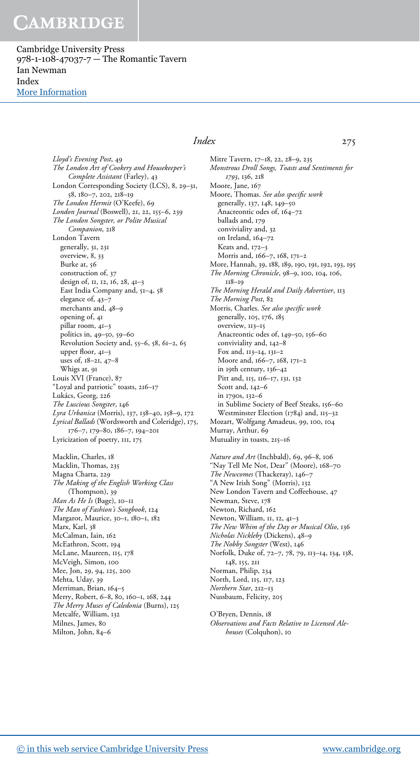*Lloyd's Evening Post*, 49
*The London Art of Cookery and Housekeeper's Complete Assistant* (Farley), 43
London Corresponding Society (LCS), 8, 29–31, 58, 180–7, 202, 218–19
*The London Hermit* (O'Keefe), 69
*London Journal* (Boswell), 21, 22, 155–6, 239
*The London Songster, or Polite Musical Companion*, 218
London Tavern
  generally, 31, 231
  overview, 8, 33
  Burke at, 56
  construction of, 37
  design of, 11, 12, 16, 28, 41–3
  East India Company and, 51–4, 58
  elegance of, 43–7
  merchants and, 48–9
  opening of, 41
  pillar room, 41–3
  politics in, 49–50, 59–60
  Revolution Society and, 55–6, 58, 61–2, 65
  upper floor, 41–3
  uses of, 18–21, 47–8
  Whigs at, 91
Louis XVI (France), 87
"Loyal and patriotic" toasts, 216–17
Lukács, Georg, 226
*The Luscious Songster*, 146
*Lyra Urbanica* (Morris), 137, 138–40, 158–9, 172
*Lyrical Ballads* (Wordsworth and Coleridge), 175, 176–7, 179–80, 186–7, 194–201
Lyricization of poetry, 111, 175

Macklin, Charles, 18
Macklin, Thomas, 235
Magna Charta, 229
*The Making of the English Working Class* (Thompson), 39
*Man As He Is* (Bage), 10–11
*The Man of Fashion's Songbook*, 124
Margarot, Maurice, 30–1, 180–1, 182
Marx, Karl, 38
McCalman, Iain, 162
McEathron, Scott, 194
McLane, Maureen, 115, 178
McVeigh, Simon, 100
Mee, Jon, 29, 94, 125, 200
Mehta, Uday, 39
Merriman, Brian, 164–5
Merry, Robert, 6–8, 80, 160–1, 168, 244
*The Merry Muses of Caledonia* (Burns), 125
Metcalfe, William, 132
Milnes, James, 80
Milton, John, 84–6
Mitre Tavern, 17–18, 22, 28–9, 235
*Monstrous Droll Songs, Toasts and Sentiments for 1793*, 136, 218
Moore, Jane, 167
Moore, Thomas. *See also specific work*
  generally, 137, 148, 149–50
  Anacreontic odes of, 164–72
  ballads and, 179
  conviviality and, 32
  on Ireland, 164–72
  Keats and, 172–3
  Morris and, 166–7, 168, 171–2
More, Hannah, 39, 188, 189, 190, 191, 192, 193, 195
*The Morning Chronicle*, 98–9, 100, 104, 106, 118–19
*The Morning Herald and Daily Advertiser*, 113
*The Morning Post*, 82
Morris, Charles. *See also specific work*
  generally, 105, 176, 185
  overview, 113–15
  Anacreontic odes of, 149–50, 156–60
  conviviality and, 142–8
  Fox and, 113–14, 131–2
  Moore and, 166–7, 168, 171–2
  in 19th century, 136–42
  Pitt and, 115, 116–17, 131, 132
  Scott and, 142–6
  in 1790s, 132–6
  in Sublime Society of Beef Steaks, 156–60
  Westminster Election (1784) and, 115–32
Mozart, Wolfgang Amadeus, 99, 100, 104
Murray, Arthur, 69
Mutuality in toasts, 215–16

*Nature and Art* (Inchbald), 69, 96–8, 106
"Nay Tell Me Not, Dear" (Moore), 168–70
*The Newcomes* (Thackeray), 146–7
"A New Irish Song" (Morris), 132
New London Tavern and Coffeehouse, 47
Newman, Steve, 178
Newton, Richard, 162
Newton, William, 11, 12, 41–3
*The New Whim of the Day or Musical Olio*, 136
*Nicholas Nickleby* (Dickens), 48–9
*The Nobby Songster* (West), 146
Norfolk, Duke of, 72–7, 78, 79, 113–14, 134, 138, 148, 155, 211
Norman, Philip, 234
North, Lord, 115, 117, 123
*Northern Star*, 212–13
Nussbaum, Felicity, 205

O'Bryen, Dennis, 18
*Observations and Facts Relative to Licensed Ale-houses* (Colquhon), 10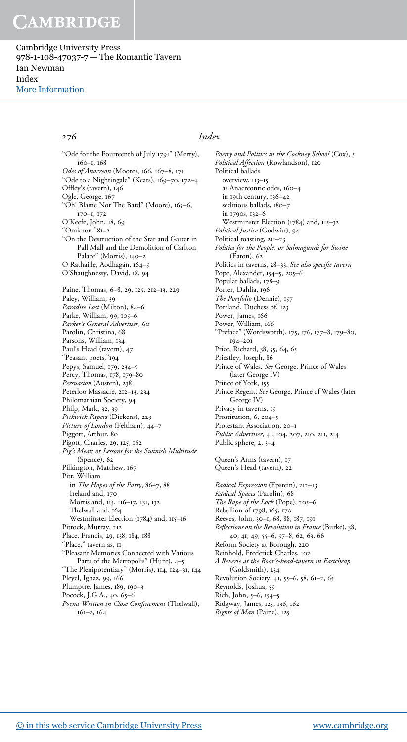"Ode for the Fourteenth of July 1791" (Merry), 160–1, 168

*Odes of Anacreon* (Moore), 166, 167–8, 171

"Ode to a Nightingale" (Keats), 169–70, 172–4

Offley's (tavern), 146

Ogle, George, 167

"Oh! Blame Not The Bard" (Moore), 165–6, 170–1, 172

O'Keefe, John, 18, 69

"Omicron,"81–2

"On the Destruction of the Star and Garter in Pall Mall and the Demolition of Carlton Palace" (Morris), 140–2

O Rathaille, Aodhagán, 164–5

O'Shaughnessy, David, 18, 94

Paine, Thomas, 6–8, 29, 125, 212–13, 229

Paley, William, 39

*Paradise Lost* (Milton), 84–6

Parke, William, 99, 105–6

*Parker's General Advertiser*, 60

Parolin, Christina, 68

Parsons, William, 134

Paul's Head (tavern), 47

"Peasant poets,"194

Pepys, Samuel, 179, 234–5

Percy, Thomas, 178, 179–80

*Persuasion* (Austen), 238

Peterloo Massacre, 212–13, 234

Philomathian Society, 94

Philp, Mark, 32, 39

*Pickwick Papers* (Dickens), 229

*Picture of London* (Feltham), 44–7

Piggott, Arthur, 80

Pigott, Charles, 29, 125, 162

*Pig's Meat; or Lessons for the Swinish Multitude* (Spence), 62

Pilkington, Matthew, 167

Pitt, William
- in *The Hopes of the Party*, 86–7, 88
- Ireland and, 170
- Morris and, 115, 116–17, 131, 132
- Thelwall and, 164
- Westminster Election (1784) and, 115–16

Pittock, Murray, 212

Place, Francis, 29, 138, 184, 188

"Place," tavern as, 11

"Pleasant Memories Connected with Various Parts of the Metropolis" (Hunt), 4–5

"The Plenipotentiary" (Morris), 114, 124–31, 144

Pleyel, Ignaz, 99, 166

Plumptre, James, 189, 190–3

Pocock, J.G.A., 40, 65–6

*Poems Written in Close Confinement* (Thelwall), 161–2, 164

*Poetry and Politics in the Cockney School* (Cox), 5

*Political Affection* (Rowlandson), 120

Political ballads
- overview, 113–15
- as Anacreontic odes, 160–4
- in 19th century, 136–42
- seditious ballads, 180–7
- in 1790s, 132–6
- Westminster Election (1784) and, 115–32

*Political Justice* (Godwin), 94

Political toasting, 211–23

*Politics for the People, or Salmagundi for Swine* (Eaton), 62

Politics in taverns, 28–33. *See also specific tavern*

Pope, Alexander, 154–5, 205–6

Popular ballads, 178–9

Porter, Dahlia, 196

*The Portfolio* (Dennie), 157

Portland, Duchess of, 123

Power, James, 166

Power, William, 166

"Preface" (Wordsworth), 175, 176, 177–8, 179–80, 194–201

Price, Richard, 38, 55, 64, 65

Priestley, Joseph, 86

Prince of Wales. *See* George, Prince of Wales (later George IV)

Prince of York, 155

Prince Regent. *See* George, Prince of Wales (later George IV)

Privacy in taverns, 15

Prostitution, 6, 204–5

Protestant Association, 20–1

*Public Advertiser*, 41, 104, 207, 210, 211, 214

Public sphere, 2, 3–4

Queen's Arms (tavern), 17

Queen's Head (tavern), 22

*Radical Expression* (Epstein), 212–13

*Radical Spaces* (Parolin), 68

*The Rape of the Lock* (Pope), 205–6

Rebellion of 1798, 165, 170

Reeves, John, 30–1, 68, 88, 187, 191

*Reflections on the Revolution in France* (Burke), 38, 40, 41, 49, 55–6, 57–8, 62, 63, 66

Reform Society at Borough, 220

Reinhold, Frederick Charles, 102

*A Reverie at the Boar's-head-tavern in Eastcheap* (Goldsmith), 234

Revolution Society, 41, 55–6, 58, 61–2, 65

Reynolds, Joshua, 55

Rich, John, 5–6, 154–5

Ridgway, James, 125, 136, 162

*Rights of Man* (Paine), 125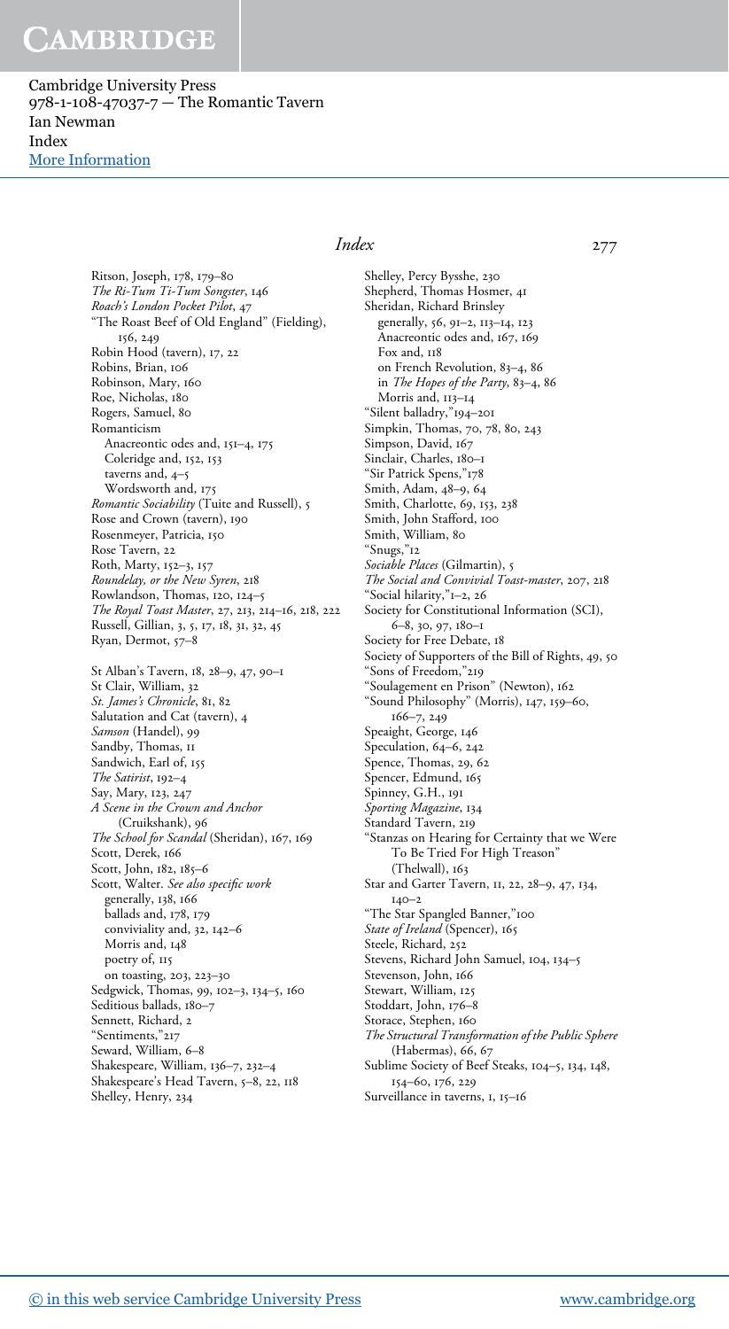Ritson, Joseph, 178, 179–80
*The Ri-Tum Ti-Tum Songster*, 146
*Roach's London Pocket Pilot*, 47
"The Roast Beef of Old England" (Fielding), 156, 249
Robin Hood (tavern), 17, 22
Robins, Brian, 106
Robinson, Mary, 160
Roe, Nicholas, 180
Rogers, Samuel, 80
Romanticism
  Anacreontic odes and, 151–4, 175
  Coleridge and, 152, 153
  taverns and, 4–5
  Wordsworth and, 175
*Romantic Sociability* (Tuite and Russell), 5
Rose and Crown (tavern), 190
Rosenmeyer, Patricia, 150
Rose Tavern, 22
Roth, Marty, 152–3, 157
*Roundelay, or the New Syren*, 218
Rowlandson, Thomas, 120, 124–5
*The Royal Toast Master*, 27, 213, 214–16, 218, 222
Russell, Gillian, 3, 5, 17, 18, 31, 32, 45
Ryan, Dermot, 57–8

St Alban's Tavern, 18, 28–9, 47, 90–1
St Clair, William, 32
*St. James's Chronicle*, 81, 82
Salutation and Cat (tavern), 4
*Samson* (Handel), 99
Sandby, Thomas, 11
Sandwich, Earl of, 155
*The Satirist*, 192–4
Say, Mary, 123, 247
*A Scene in the Crown and Anchor* (Cruikshank), 96
*The School for Scandal* (Sheridan), 167, 169
Scott, Derek, 166
Scott, John, 182, 185–6
Scott, Walter. *See also specific work*
  generally, 138, 166
  ballads and, 178, 179
  conviviality and, 32, 142–6
  Morris and, 148
  poetry of, 115
  on toasting, 203, 223–30
Sedgwick, Thomas, 99, 102–3, 134–5, 160
Seditious ballads, 180–7
Sennett, Richard, 2
"Sentiments," 217
Seward, William, 6–8
Shakespeare, William, 136–7, 232–4
Shakespeare's Head Tavern, 5–8, 22, 118
Shelley, Henry, 234
Shelley, Percy Bysshe, 230
Shepherd, Thomas Hosmer, 41
Sheridan, Richard Brinsley
  generally, 56, 91–2, 113–14, 123
  Anacreontic odes and, 167, 169
  Fox and, 118
  on French Revolution, 83–4, 86
  in *The Hopes of the Party*, 83–4, 86
  Morris and, 113–14
"Silent balladry," 194–201
Simpkin, Thomas, 70, 78, 80, 243
Simpson, David, 167
Sinclair, Charles, 180–1
"Sir Patrick Spens," 178
Smith, Adam, 48–9, 64
Smith, Charlotte, 69, 153, 238
Smith, John Stafford, 100
Smith, William, 80
"Snugs," 12
*Sociable Places* (Gilmartin), 5
*The Social and Convivial Toast-master*, 207, 218
"Social hilarity," 1–2, 26
Society for Constitutional Information (SCI), 6–8, 30, 97, 180–1
Society for Free Debate, 18
Society of Supporters of the Bill of Rights, 49, 50
"Sons of Freedom," 219
"Soulagement en Prison" (Newton), 162
"Sound Philosophy" (Morris), 147, 159–60, 166–7, 249
Speaight, George, 146
Speculation, 64–6, 242
Spence, Thomas, 29, 62
Spencer, Edmund, 165
Spinney, G.H., 191
*Sporting Magazine*, 134
Standard Tavern, 219
"Stanzas on Hearing for Certainty that we Were To Be Tried For High Treason" (Thelwall), 163
Star and Garter Tavern, 11, 22, 28–9, 47, 134, 140–2
"The Star Spangled Banner," 100
*State of Ireland* (Spencer), 165
Steele, Richard, 252
Stevens, Richard John Samuel, 104, 134–5
Stevenson, John, 166
Stewart, William, 125
Stoddart, John, 176–8
Storace, Stephen, 160
*The Structural Transformation of the Public Sphere* (Habermas), 66, 67
Sublime Society of Beef Steaks, 104–5, 134, 148, 154–60, 176, 229
Surveillance in taverns, 1, 15–16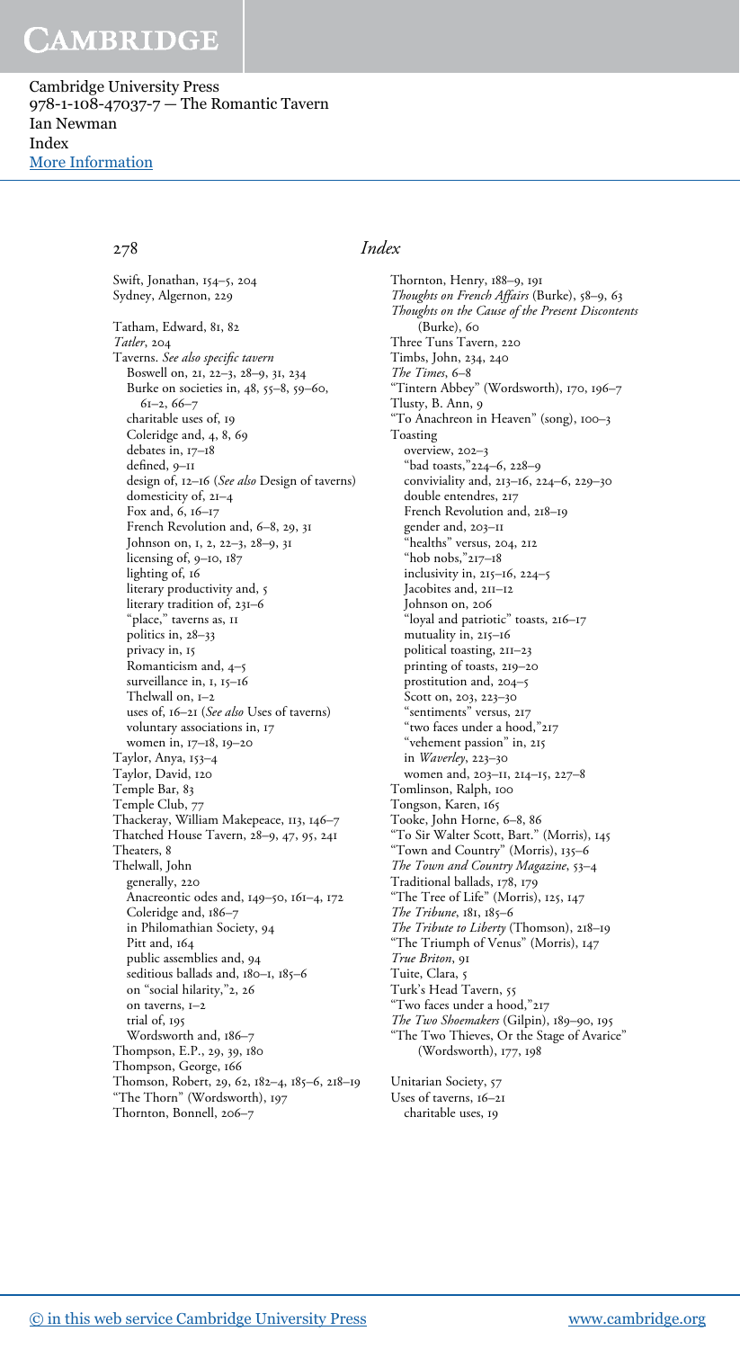Swift, Jonathan, 154–5, 204
Sydney, Algernon, 229

Tatham, Edward, 81, 82
*Tatler*, 204
Taverns. *See also specific tavern*
  Boswell on, 21, 22–3, 28–9, 31, 234
  Burke on societies in, 48, 55–8, 59–60, 61–2, 66–7
  charitable uses of, 19
  Coleridge and, 4, 8, 69
  debates in, 17–18
  defined, 9–11
  design of, 12–16 (*See also* Design of taverns)
  domesticity of, 21–4
  Fox and, 6, 16–17
  French Revolution and, 6–8, 29, 31
  Johnson on, 1, 2, 22–3, 28–9, 31
  licensing of, 9–10, 187
  lighting of, 16
  literary productivity and, 5
  literary tradition of, 231–6
  "place," taverns as, 11
  politics in, 28–33
  privacy in, 15
  Romanticism and, 4–5
  surveillance in, 1, 15–16
  Thelwall on, 1–2
  uses of, 16–21 (*See also* Uses of taverns)
  voluntary associations in, 17
  women in, 17–18, 19–20
Taylor, Anya, 153–4
Taylor, David, 120
Temple Bar, 83
Temple Club, 77
Thackeray, William Makepeace, 113, 146–7
Thatched House Tavern, 28–9, 47, 95, 241
Theaters, 8
Thelwall, John
  generally, 220
  Anacreontic odes and, 149–50, 161–4, 172
  Coleridge and, 186–7
  in Philomathian Society, 94
  Pitt and, 164
  public assemblies and, 94
  seditious ballads and, 180–1, 185–6
  on "social hilarity,"2, 26
  on taverns, 1–2
  trial of, 195
  Wordsworth and, 186–7
Thompson, E.P., 29, 39, 180
Thompson, George, 166
Thomson, Robert, 29, 62, 182–4, 185–6, 218–19
"The Thorn" (Wordsworth), 197
Thornton, Bonnell, 206–7
Thornton, Henry, 188–9, 191
*Thoughts on French Affairs* (Burke), 58–9, 63
*Thoughts on the Cause of the Present Discontents* (Burke), 60
Three Tuns Tavern, 220
Timbs, John, 234, 240
*The Times*, 6–8
"Tintern Abbey" (Wordsworth), 170, 196–7
Tlusty, B. Ann, 9
"To Anachreon in Heaven" (song), 100–3
Toasting
  overview, 202–3
  "bad toasts,"224–6, 228–9
  conviviality and, 213–16, 224–6, 229–30
  double entendres, 217
  French Revolution and, 218–19
  gender and, 203–11
  "healths" versus, 204, 212
  "hob nobs,"217–18
  inclusivity in, 215–16, 224–5
  Jacobites and, 211–12
  Johnson on, 206
  "loyal and patriotic" toasts, 216–17
  mutuality in, 215–16
  political toasting, 211–23
  printing of toasts, 219–20
  prostitution and, 204–5
  Scott on, 203, 223–30
  "sentiments" versus, 217
  "two faces under a hood,"217
  "vehement passion" in, 215
  in *Waverley*, 223–30
  women and, 203–11, 214–15, 227–8
Tomlinson, Ralph, 100
Tongson, Karen, 165
Tooke, John Horne, 6–8, 86
"To Sir Walter Scott, Bart." (Morris), 145
"Town and Country" (Morris), 135–6
*The Town and Country Magazine*, 53–4
Traditional ballads, 178, 179
"The Tree of Life" (Morris), 125, 147
*The Tribune*, 181, 185–6
*The Tribute to Liberty* (Thomson), 218–19
"The Triumph of Venus" (Morris), 147
*True Briton*, 91
Tuite, Clara, 5
Turk's Head Tavern, 55
"Two faces under a hood,"217
*The Two Shoemakers* (Gilpin), 189–90, 195
"The Two Thieves, Or the Stage of Avarice" (Wordsworth), 177, 198

Unitarian Society, 57
Uses of taverns, 16–21
  charitable uses, 19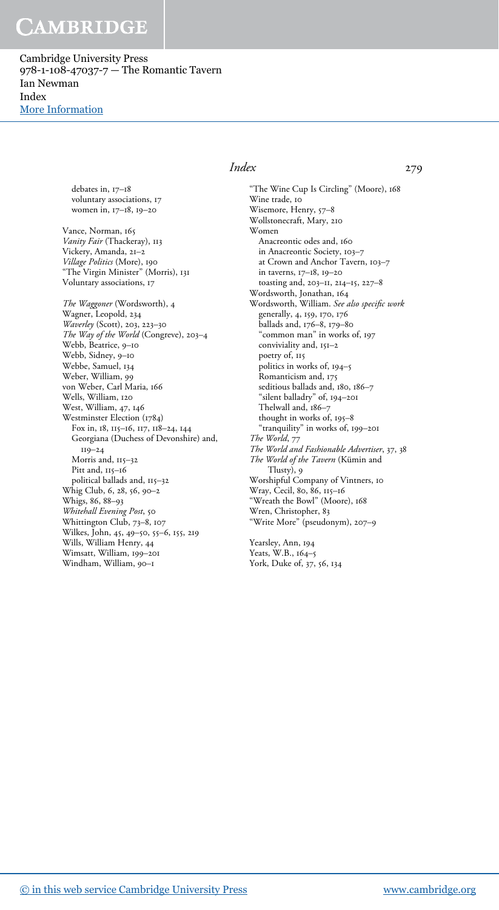debates in, 17–18
voluntary associations, 17
women in, 17–18, 19–20

Vance, Norman, 165
*Vanity Fair* (Thackeray), 113
Vickery, Amanda, 21–2
*Village Politics* (More), 190
"The Virgin Minister" (Morris), 131
Voluntary associations, 17

*The Waggoner* (Wordsworth), 4
Wagner, Leopold, 234
*Waverley* (Scott), 203, 223–30
*The Way of the World* (Congreve), 203–4
Webb, Beatrice, 9–10
Webb, Sidney, 9–10
Webbe, Samuel, 134
Weber, William, 99
von Weber, Carl Maria, 166
Wells, William, 120
West, William, 47, 146
Westminster Election (1784)
Fox in, 18, 115–16, 117, 118–24, 144
Georgiana (Duchess of Devonshire) and, 119–24
Morris and, 115–32
Pitt and, 115–16
political ballads and, 115–32
Whig Club, 6, 28, 56, 90–2
Whigs, 86, 88–93
*Whitehall Evening Post*, 50
Whittington Club, 73–8, 107
Wilkes, John, 45, 49–50, 55–6, 155, 219
Wills, William Henry, 44
Wimsatt, William, 199–201
Windham, William, 90–1

"The Wine Cup Is Circling" (Moore), 168
Wine trade, 10
Wisemore, Henry, 57–8
Wollstonecraft, Mary, 210
Women
Anacreontic odes and, 160
in Anacreontic Society, 103–7
at Crown and Anchor Tavern, 103–7
in taverns, 17–18, 19–20
toasting and, 203–11, 214–15, 227–8
Wordsworth, Jonathan, 164
Wordsworth, William. *See also specific work*
generally, 4, 159, 170, 176
ballads and, 176–8, 179–80
"common man" in works of, 197
conviviality and, 151–2
poetry of, 115
politics in works of, 194–5
Romanticism and, 175
seditious ballads and, 180, 186–7
"silent balladry" of, 194–201
Thelwall and, 186–7
thought in works of, 195–8
"tranquility" in works of, 199–201
*The World*, 77
*The World and Fashionable Advertiser*, 37, 38
*The World of the Tavern* (Kümin and Tlusty), 9
Worshipful Company of Vintners, 10
Wray, Cecil, 80, 86, 115–16
"Wreath the Bowl" (Moore), 168
Wren, Christopher, 83
"Write More" (pseudonym), 207–9

Yearsley, Ann, 194
Yeats, W.B., 164–5
York, Duke of, 37, 56, 134